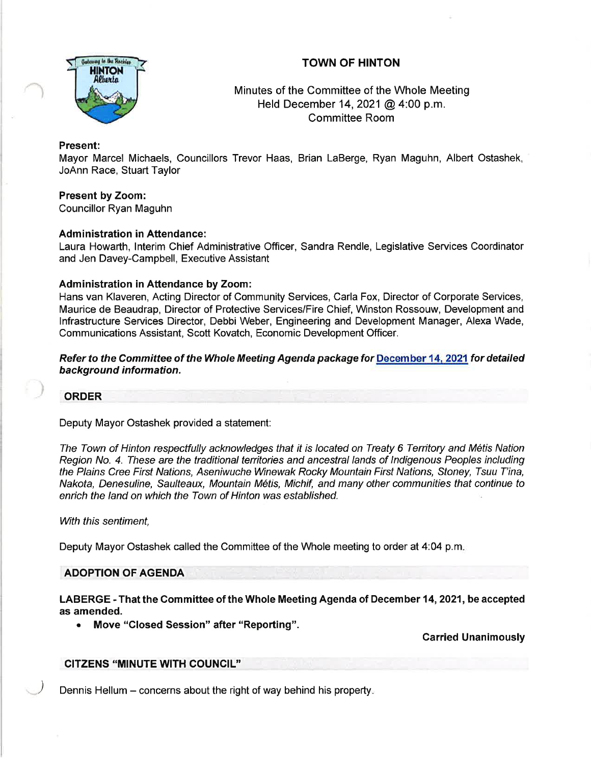# TOWN OF HINTON

Minutes of the Committee of the Whole Meeting
Held December 14, 2021 @ 4:00 p.m.
Committee Room

**Present:**
Mayor Marcel Michaels, Councillors Trevor Haas, Brian LaBerge, Ryan Maguhn, Albert Ostashek, JoAnn Race, Stuart Taylor

**Present by Zoom:**
Councillor Ryan Maguhn

**Administration in Attendance:**
Laura Howarth, Interim Chief Administrative Officer, Sandra Rendle, Legislative Services Coordinator and Jen Davey-Campbell, Executive Assistant

**Administration in Attendance by Zoom:**
Hans van Klaveren, Acting Director of Community Services, Carla Fox, Director of Corporate Services, Maurice de Beaudrap, Director of Protective Services/Fire Chief, Winston Rossouw, Development and Infrastructure Services Director, Debbi Weber, Engineering and Development Manager, Alexa Wade, Communications Assistant, Scott Kovatch, Economic Development Officer.

***Refer to the Committee of the Whole Meeting Agenda package for December 14, 2021 for detailed background information.***

## ORDER

Deputy Mayor Ostashek provided a statement:

*The Town of Hinton respectfully acknowledges that it is located on Treaty 6 Territory and Métis Nation Region No. 4. These are the traditional territories and ancestral lands of Indigenous Peoples including the Plains Cree First Nations, Aseniwuche Winewak Rocky Mountain First Nations, Stoney, Tsuu T'ina, Nakota, Denesuline, Saulteaux, Mountain Métis, Michif, and many other communities that continue to enrich the land on which the Town of Hinton was established.*

*With this sentiment,*

Deputy Mayor Ostashek called the Committee of the Whole meeting to order at 4:04 p.m.

## ADOPTION OF AGENDA

**LABERGE - That the Committee of the Whole Meeting Agenda of December 14, 2021, be accepted as amended.**

- **Move "Closed Session" after "Reporting".**

**Carried Unanimously**

## CITIZENS "MINUTE WITH COUNCIL"

Dennis Hellum – concerns about the right of way behind his property.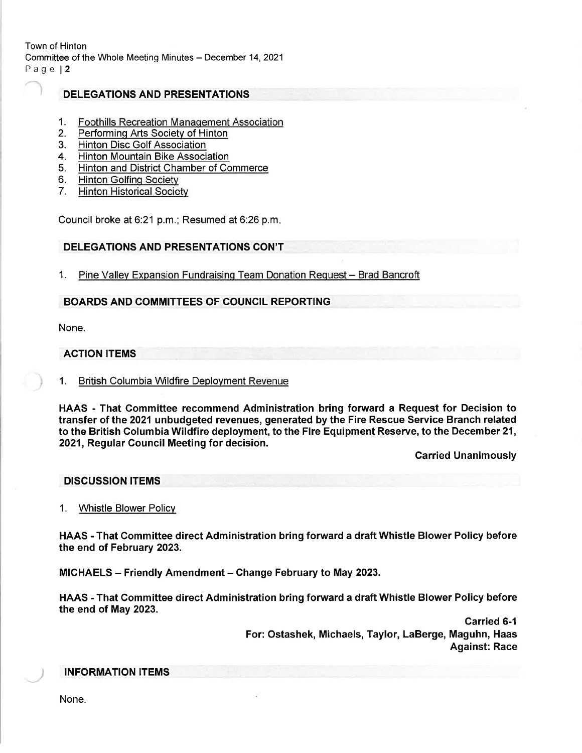## DELEGATIONS AND PRESENTATIONS

1. Foothills Recreation Management Association
2. Performing Arts Society of Hinton
3. Hinton Disc Golf Association
4. Hinton Mountain Bike Association
5. Hinton and District Chamber of Commerce
6. Hinton Golfing Society
7. Hinton Historical Society

Council broke at 6:21 p.m.; Resumed at 6:26 p.m.

## DELEGATIONS AND PRESENTATIONS CON'T

1. Pine Valley Expansion Fundraising Team Donation Request – Brad Bancroft

## BOARDS AND COMMITTEES OF COUNCIL REPORTING

None.

## ACTION ITEMS

1. British Columbia Wildfire Deployment Revenue

**HAAS - That Committee recommend Administration bring forward a Request for Decision to transfer of the 2021 unbudgeted revenues, generated by the Fire Rescue Service Branch related to the British Columbia Wildfire deployment, to the Fire Equipment Reserve, to the December 21, 2021, Regular Council Meeting for decision.**

**Carried Unanimously**

## DISCUSSION ITEMS

1. Whistle Blower Policy

**HAAS - That Committee direct Administration bring forward a draft Whistle Blower Policy before the end of February 2023.**

**MICHAELS – Friendly Amendment – Change February to May 2023.**

**HAAS - That Committee direct Administration bring forward a draft Whistle Blower Policy before the end of May 2023.**

**Carried 6-1**
**For: Ostashek, Michaels, Taylor, LaBerge, Maguhn, Haas**
**Against: Race**

## INFORMATION ITEMS

None.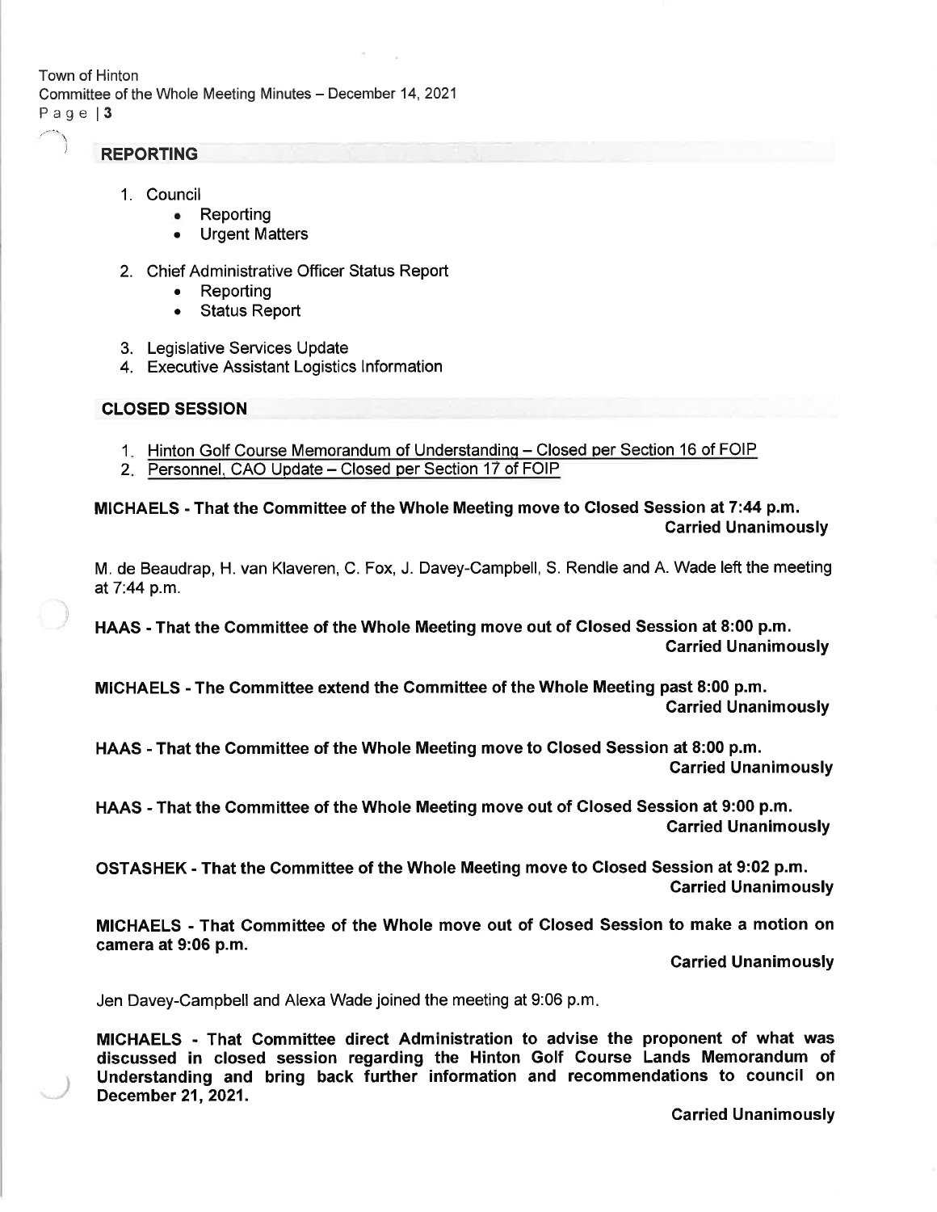## REPORTING

1. Council
   - Reporting
   - Urgent Matters

2. Chief Administrative Officer Status Report
   - Reporting
   - Status Report

3. Legislative Services Update
4. Executive Assistant Logistics Information

## CLOSED SESSION

1. Hinton Golf Course Memorandum of Understanding – Closed per Section 16 of FOIP
2. Personnel, CAO Update – Closed per Section 17 of FOIP

**MICHAELS - That the Committee of the Whole Meeting move to Closed Session at 7:44 p.m.**
**Carried Unanimously**

M. de Beaudrap, H. van Klaveren, C. Fox, J. Davey-Campbell, S. Rendle and A. Wade left the meeting at 7:44 p.m.

**HAAS - That the Committee of the Whole Meeting move out of Closed Session at 8:00 p.m.**
**Carried Unanimously**

**MICHAELS - The Committee extend the Committee of the Whole Meeting past 8:00 p.m.**
**Carried Unanimously**

**HAAS - That the Committee of the Whole Meeting move to Closed Session at 8:00 p.m.**
**Carried Unanimously**

**HAAS - That the Committee of the Whole Meeting move out of Closed Session at 9:00 p.m.**
**Carried Unanimously**

**OSTASHEK - That the Committee of the Whole Meeting move to Closed Session at 9:02 p.m.**
**Carried Unanimously**

**MICHAELS - That Committee of the Whole move out of Closed Session to make a motion on camera at 9:06 p.m.**
**Carried Unanimously**

Jen Davey-Campbell and Alexa Wade joined the meeting at 9:06 p.m.

**MICHAELS - That Committee direct Administration to advise the proponent of what was discussed in closed session regarding the Hinton Golf Course Lands Memorandum of Understanding and bring back further information and recommendations to council on December 21, 2021.**
**Carried Unanimously**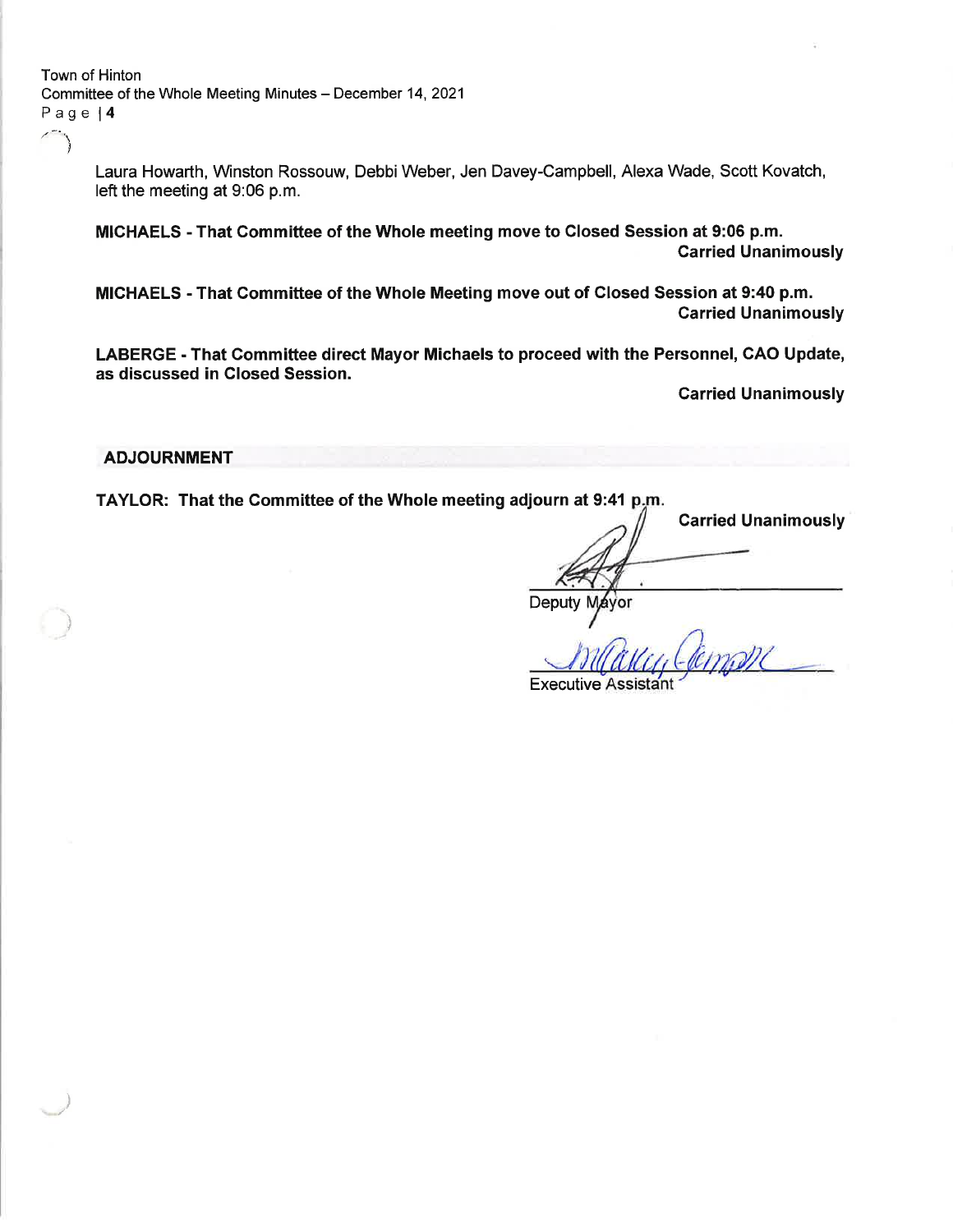Laura Howarth, Winston Rossouw, Debbi Weber, Jen Davey-Campbell, Alexa Wade, Scott Kovatch, left the meeting at 9:06 p.m.

**MICHAELS - That Committee of the Whole meeting move to Closed Session at 9:06 p.m.**
**Carried Unanimously**

**MICHAELS - That Committee of the Whole Meeting move out of Closed Session at 9:40 p.m.**
**Carried Unanimously**

**LABERGE - That Committee direct Mayor Michaels to proceed with the Personnel, CAO Update, as discussed in Closed Session.**
**Carried Unanimously**

## ADJOURNMENT

**TAYLOR: That the Committee of the Whole meeting adjourn at 9:41 p.m.**
**Carried Unanimously**

Deputy Mayor

Executive Assistant